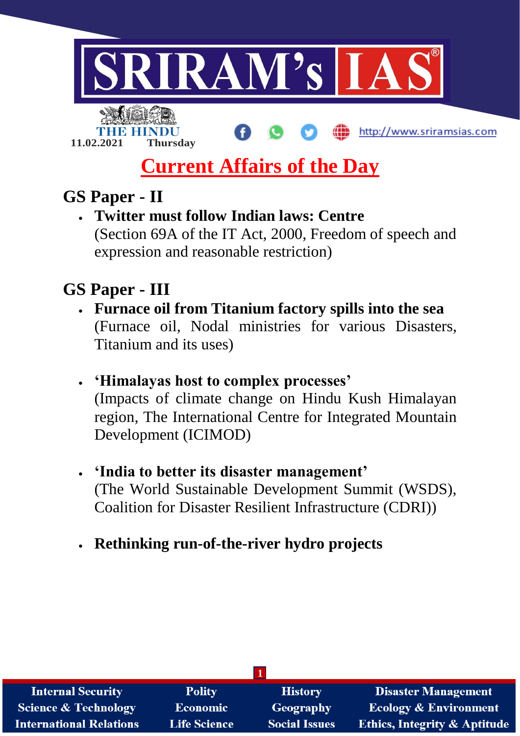SRIRAM's IAS

THE HINDU

11.02.2021 Thursday

http://www.sriramsias.com

# Current Affairs of the Day

## GS Paper - II

- **Twitter must follow Indian laws: Centre**
  (Section 69A of the IT Act, 2000, Freedom of speech and expression and reasonable restriction)

## GS Paper - III

- **Furnace oil from Titanium factory spills into the sea**
  (Furnace oil, Nodal ministries for various Disasters, Titanium and its uses)

- **'Himalayas host to complex processes'**
  (Impacts of climate change on Hindu Kush Himalayan region, The International Centre for Integrated Mountain Development (ICIMOD)

- **'India to better its disaster management'**
  (The World Sustainable Development Summit (WSDS), Coalition for Disaster Resilient Infrastructure (CDRI))

- **Rethinking run-of-the-river hydro projects**

| Internal Security | Polity | History | Disaster Management |
|---|---|---|---|
| Science & Technology | Economic | Geography | Ecology & Environment |
| International Relations | Life Science | Social Issues | Ethics, Integrity & Aptitude |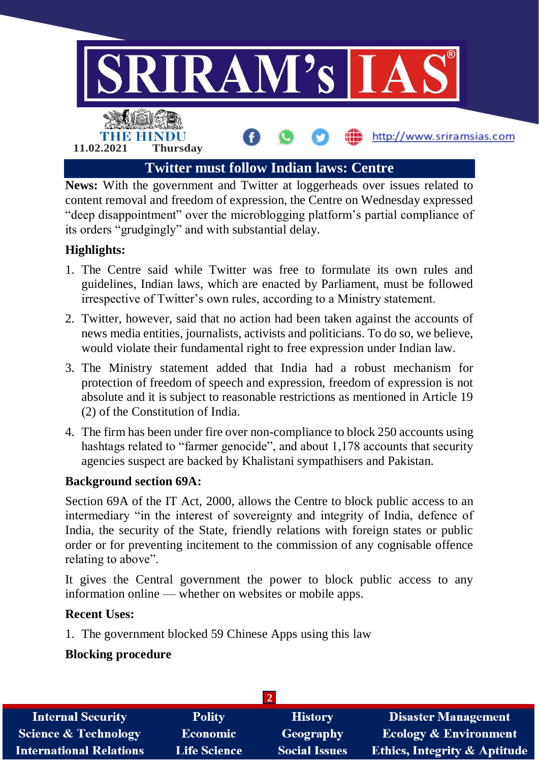# Twitter must follow Indian laws: Centre

**News:** With the government and Twitter at loggerheads over issues related to content removal and freedom of expression, the Centre on Wednesday expressed "deep disappointment" over the microblogging platform's partial compliance of its orders "grudgingly" and with substantial delay.

**Highlights:**

1. The Centre said while Twitter was free to formulate its own rules and guidelines, Indian laws, which are enacted by Parliament, must be followed irrespective of Twitter's own rules, according to a Ministry statement.
2. Twitter, however, said that no action had been taken against the accounts of news media entities, journalists, activists and politicians. To do so, we believe, would violate their fundamental right to free expression under Indian law.
3. The Ministry statement added that India had a robust mechanism for protection of freedom of speech and expression, freedom of expression is not absolute and it is subject to reasonable restrictions as mentioned in Article 19 (2) of the Constitution of India.
4. The firm has been under fire over non-compliance to block 250 accounts using hashtags related to "farmer genocide", and about 1,178 accounts that security agencies suspect are backed by Khalistani sympathisers and Pakistan.

**Background section 69A:**

Section 69A of the IT Act, 2000, allows the Centre to block public access to an intermediary "in the interest of sovereignty and integrity of India, defence of India, the security of the State, friendly relations with foreign states or public order or for preventing incitement to the commission of any cognisable offence relating to above".

It gives the Central government the power to block public access to any information online — whether on websites or mobile apps.

**Recent Uses:**

1. The government blocked 59 Chinese Apps using this law

**Blocking procedure**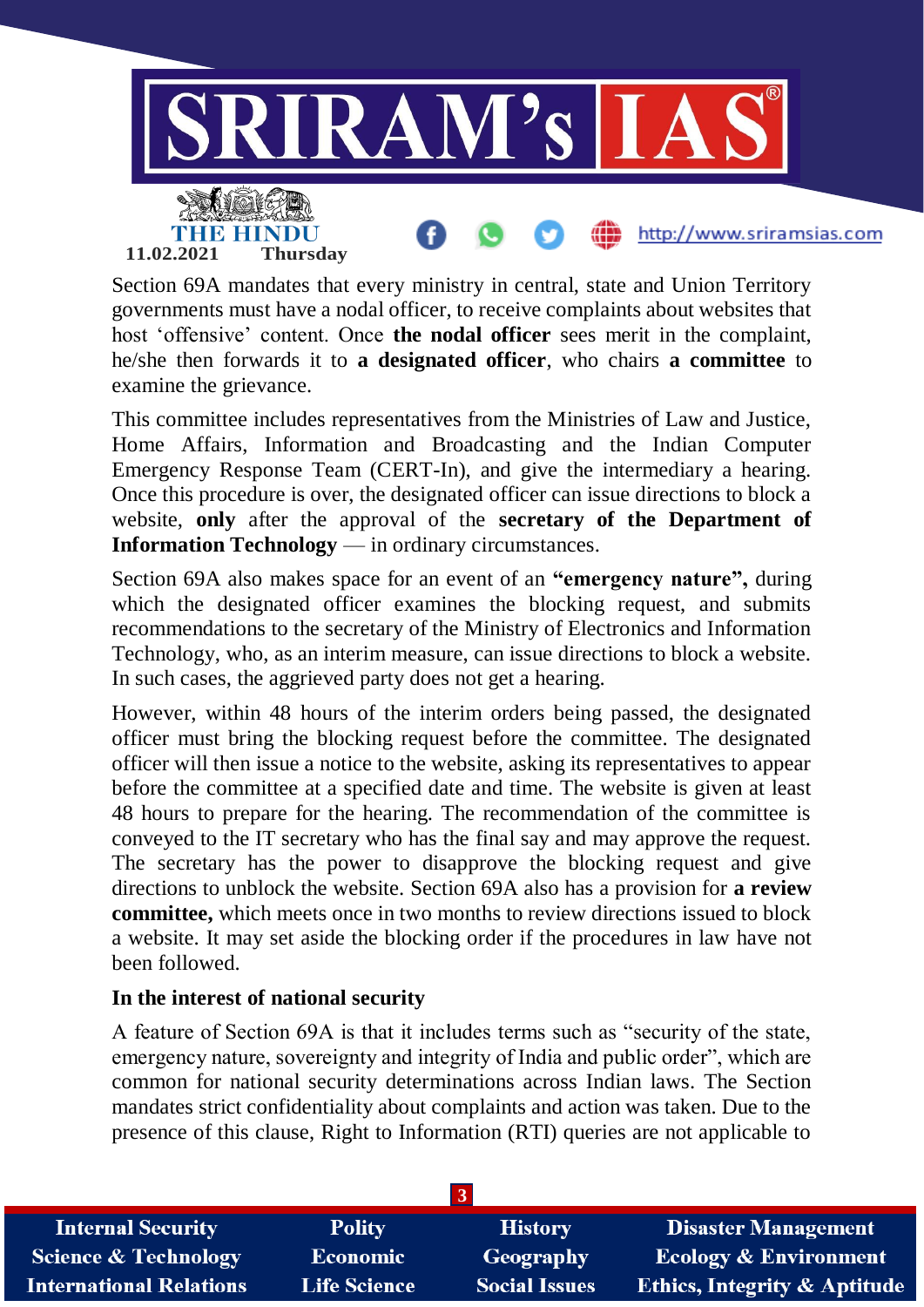Section 69A mandates that every ministry in central, state and Union Territory governments must have a nodal officer, to receive complaints about websites that host 'offensive' content. Once **the nodal officer** sees merit in the complaint, he/she then forwards it to **a designated officer**, who chairs **a committee** to examine the grievance.

This committee includes representatives from the Ministries of Law and Justice, Home Affairs, Information and Broadcasting and the Indian Computer Emergency Response Team (CERT-In), and give the intermediary a hearing. Once this procedure is over, the designated officer can issue directions to block a website, **only** after the approval of the **secretary of the Department of Information Technology** — in ordinary circumstances.

Section 69A also makes space for an event of an **"emergency nature",** during which the designated officer examines the blocking request, and submits recommendations to the secretary of the Ministry of Electronics and Information Technology, who, as an interim measure, can issue directions to block a website. In such cases, the aggrieved party does not get a hearing.

However, within 48 hours of the interim orders being passed, the designated officer must bring the blocking request before the committee. The designated officer will then issue a notice to the website, asking its representatives to appear before the committee at a specified date and time. The website is given at least 48 hours to prepare for the hearing. The recommendation of the committee is conveyed to the IT secretary who has the final say and may approve the request. The secretary has the power to disapprove the blocking request and give directions to unblock the website. Section 69A also has a provision for **a review committee,** which meets once in two months to review directions issued to block a website. It may set aside the blocking order if the procedures in law have not been followed.

**In the interest of national security**

A feature of Section 69A is that it includes terms such as "security of the state, emergency nature, sovereignty and integrity of India and public order", which are common for national security determinations across Indian laws. The Section mandates strict confidentiality about complaints and action was taken. Due to the presence of this clause, Right to Information (RTI) queries are not applicable to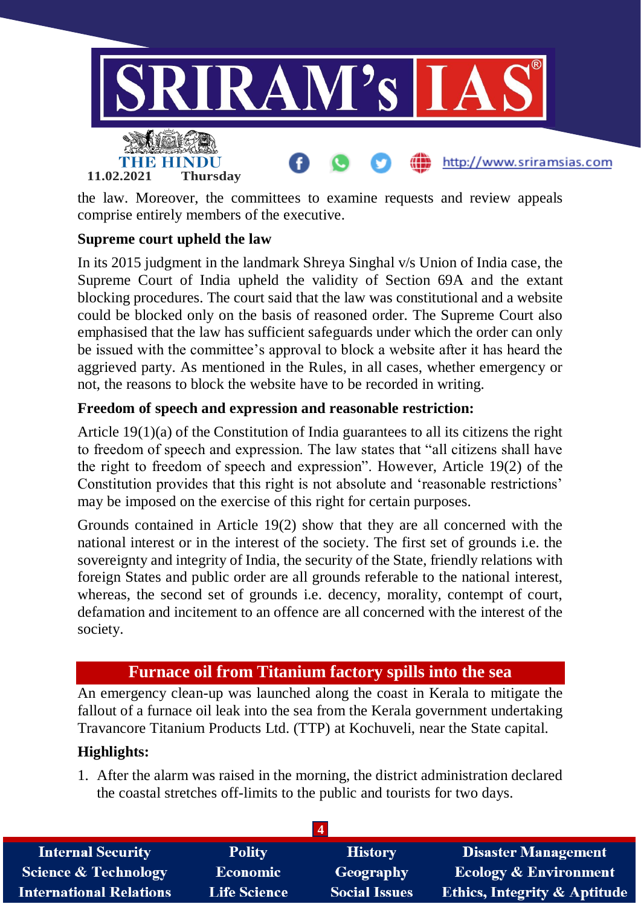the law. Moreover, the committees to examine requests and review appeals comprise entirely members of the executive.

**Supreme court upheld the law**

In its 2015 judgment in the landmark Shreya Singhal v/s Union of India case, the Supreme Court of India upheld the validity of Section 69A and the extant blocking procedures. The court said that the law was constitutional and a website could be blocked only on the basis of reasoned order. The Supreme Court also emphasised that the law has sufficient safeguards under which the order can only be issued with the committee's approval to block a website after it has heard the aggrieved party. As mentioned in the Rules, in all cases, whether emergency or not, the reasons to block the website have to be recorded in writing.

**Freedom of speech and expression and reasonable restriction:**

Article 19(1)(a) of the Constitution of India guarantees to all its citizens the right to freedom of speech and expression. The law states that "all citizens shall have the right to freedom of speech and expression". However, Article 19(2) of the Constitution provides that this right is not absolute and 'reasonable restrictions' may be imposed on the exercise of this right for certain purposes.

Grounds contained in Article 19(2) show that they are all concerned with the national interest or in the interest of the society. The first set of grounds i.e. the sovereignty and integrity of India, the security of the State, friendly relations with foreign States and public order are all grounds referable to the national interest, whereas, the second set of grounds i.e. decency, morality, contempt of court, defamation and incitement to an offence are all concerned with the interest of the society.

## Furnace oil from Titanium factory spills into the sea

An emergency clean-up was launched along the coast in Kerala to mitigate the fallout of a furnace oil leak into the sea from the Kerala government undertaking Travancore Titanium Products Ltd. (TTP) at Kochuveli, near the State capital.

**Highlights:**

1. After the alarm was raised in the morning, the district administration declared the coastal stretches off-limits to the public and tourists for two days.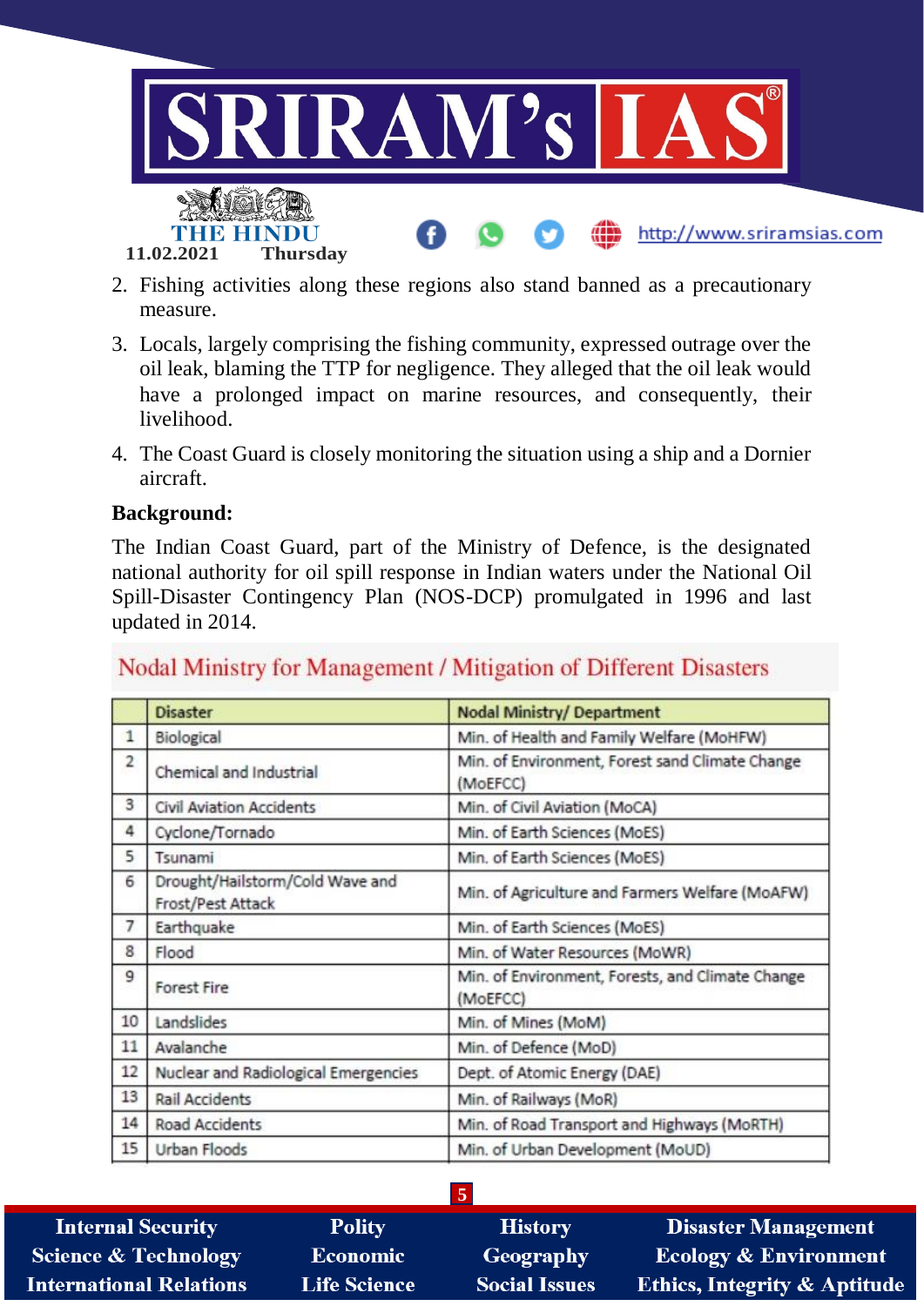2. Fishing activities along these regions also stand banned as a precautionary measure.

3. Locals, largely comprising the fishing community, expressed outrage over the oil leak, blaming the TTP for negligence. They alleged that the oil leak would have a prolonged impact on marine resources, and consequently, their livelihood.

4. The Coast Guard is closely monitoring the situation using a ship and a Dornier aircraft.

**Background:**

The Indian Coast Guard, part of the Ministry of Defence, is the designated national authority for oil spill response in Indian waters under the National Oil Spill-Disaster Contingency Plan (NOS-DCP) promulgated in 1996 and last updated in 2014.

## Nodal Ministry for Management / Mitigation of Different Disasters

| | Disaster | Nodal Ministry/ Department |
|---|---|---|
| 1 | Biological | Min. of Health and Family Welfare (MoHFW) |
| 2 | Chemical and Industrial | Min. of Environment, Forest sand Climate Change (MoEFCC) |
| 3 | Civil Aviation Accidents | Min. of Civil Aviation (MoCA) |
| 4 | Cyclone/Tornado | Min. of Earth Sciences (MoES) |
| 5 | Tsunami | Min. of Earth Sciences (MoES) |
| 6 | Drought/Hailstorm/Cold Wave and Frost/Pest Attack | Min. of Agriculture and Farmers Welfare (MoAFW) |
| 7 | Earthquake | Min. of Earth Sciences (MoES) |
| 8 | Flood | Min. of Water Resources (MoWR) |
| 9 | Forest Fire | Min. of Environment, Forests, and Climate Change (MoEFCC) |
| 10 | Landslides | Min. of Mines (MoM) |
| 11 | Avalanche | Min. of Defence (MoD) |
| 12 | Nuclear and Radiological Emergencies | Dept. of Atomic Energy (DAE) |
| 13 | Rail Accidents | Min. of Railways (MoR) |
| 14 | Road Accidents | Min. of Road Transport and Highways (MoRTH) |
| 15 | Urban Floods | Min. of Urban Development (MoUD) |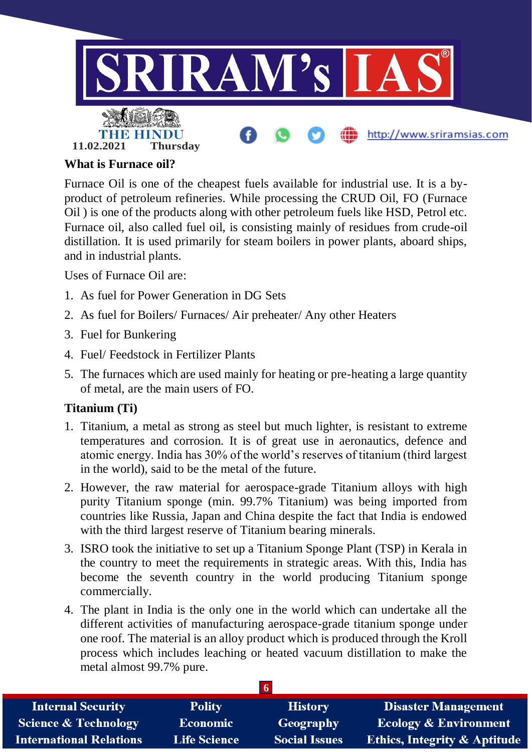## What is Furnace oil?

Furnace Oil is one of the cheapest fuels available for industrial use. It is a by-product of petroleum refineries. While processing the CRUD Oil, FO (Furnace Oil ) is one of the products along with other petroleum fuels like HSD, Petrol etc. Furnace oil, also called fuel oil, is consisting mainly of residues from crude-oil distillation. It is used primarily for steam boilers in power plants, aboard ships, and in industrial plants.

Uses of Furnace Oil are:

1. As fuel for Power Generation in DG Sets
2. As fuel for Boilers/ Furnaces/ Air preheater/ Any other Heaters
3. Fuel for Bunkering
4. Fuel/ Feedstock in Fertilizer Plants
5. The furnaces which are used mainly for heating or pre-heating a large quantity of metal, are the main users of FO.

## Titanium (Ti)

1. Titanium, a metal as strong as steel but much lighter, is resistant to extreme temperatures and corrosion. It is of great use in aeronautics, defence and atomic energy. India has 30% of the world's reserves of titanium (third largest in the world), said to be the metal of the future.
2. However, the raw material for aerospace-grade Titanium alloys with high purity Titanium sponge (min. 99.7% Titanium) was being imported from countries like Russia, Japan and China despite the fact that India is endowed with the third largest reserve of Titanium bearing minerals.
3. ISRO took the initiative to set up a Titanium Sponge Plant (TSP) in Kerala in the country to meet the requirements in strategic areas. With this, India has become the seventh country in the world producing Titanium sponge commercially.
4. The plant in India is the only one in the world which can undertake all the different activities of manufacturing aerospace-grade titanium sponge under one roof. The material is an alloy product which is produced through the Kroll process which includes leaching or heated vacuum distillation to make the metal almost 99.7% pure.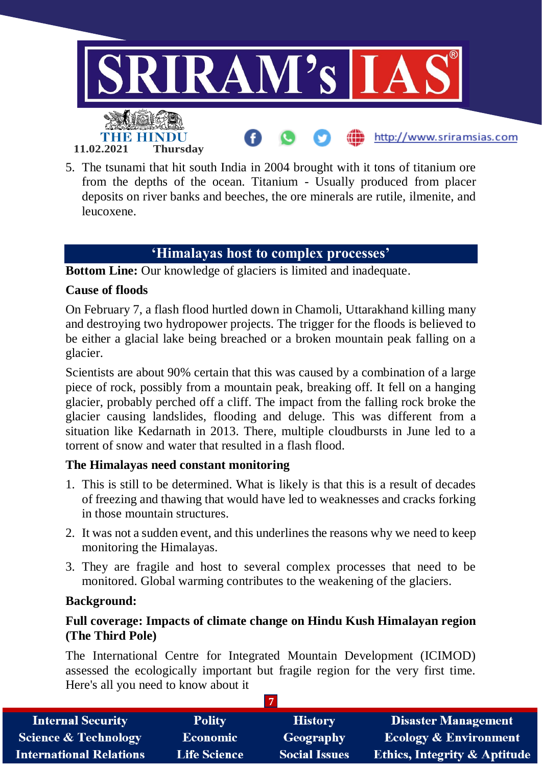5. The tsunami that hit south India in 2004 brought with it tons of titanium ore from the depths of the ocean. Titanium - Usually produced from placer deposits on river banks and beeches, the ore minerals are rutile, ilmenite, and leucoxene.

## ‘Himalayas host to complex processes’

**Bottom Line:** Our knowledge of glaciers is limited and inadequate.

**Cause of floods**

On February 7, a flash flood hurtled down in Chamoli, Uttarakhand killing many and destroying two hydropower projects. The trigger for the floods is believed to be either a glacial lake being breached or a broken mountain peak falling on a glacier.

Scientists are about 90% certain that this was caused by a combination of a large piece of rock, possibly from a mountain peak, breaking off. It fell on a hanging glacier, probably perched off a cliff. The impact from the falling rock broke the glacier causing landslides, flooding and deluge. This was different from a situation like Kedarnath in 2013. There, multiple cloudbursts in June led to a torrent of snow and water that resulted in a flash flood.

**The Himalayas need constant monitoring**

1. This is still to be determined. What is likely is that this is a result of decades of freezing and thawing that would have led to weaknesses and cracks forking in those mountain structures.
2. It was not a sudden event, and this underlines the reasons why we need to keep monitoring the Himalayas.
3. They are fragile and host to several complex processes that need to be monitored. Global warming contributes to the weakening of the glaciers.

**Background:**

**Full coverage: Impacts of climate change on Hindu Kush Himalayan region (The Third Pole)**

The International Centre for Integrated Mountain Development (ICIMOD) assessed the ecologically important but fragile region for the very first time. Here's all you need to know about it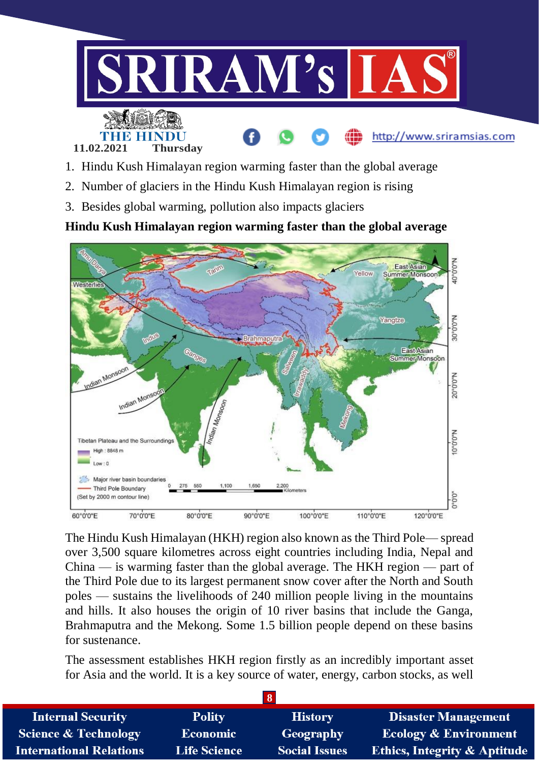1. Hindu Kush Himalayan region warming faster than the global average
2. Number of glaciers in the Hindu Kush Himalayan region is rising
3. Besides global warming, pollution also impacts glaciers

**Hindu Kush Himalayan region warming faster than the global average**

The Hindu Kush Himalayan (HKH) region also known as the Third Pole— spread over 3,500 square kilometres across eight countries including India, Nepal and China — is warming faster than the global average. The HKH region — part of the Third Pole due to its largest permanent snow cover after the North and South poles — sustains the livelihoods of 240 million people living in the mountains and hills. It also houses the origin of 10 river basins that include the Ganga, Brahmaputra and the Mekong. Some 1.5 billion people depend on these basins for sustenance.

The assessment establishes HKH region firstly as an incredibly important asset for Asia and the world. It is a key source of water, energy, carbon stocks, as well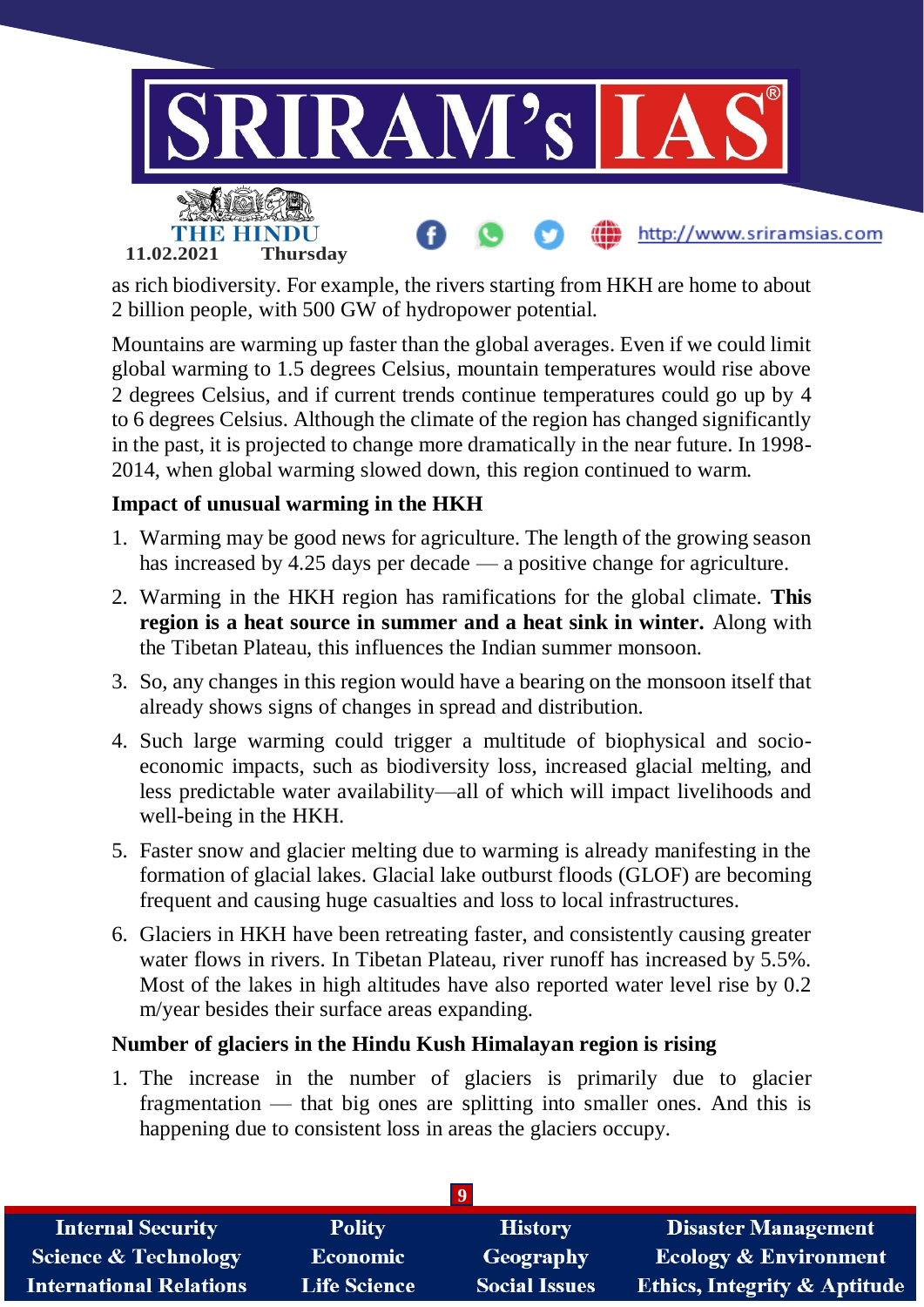as rich biodiversity. For example, the rivers starting from HKH are home to about 2 billion people, with 500 GW of hydropower potential.

Mountains are warming up faster than the global averages. Even if we could limit global warming to 1.5 degrees Celsius, mountain temperatures would rise above 2 degrees Celsius, and if current trends continue temperatures could go up by 4 to 6 degrees Celsius. Although the climate of the region has changed significantly in the past, it is projected to change more dramatically in the near future. In 1998-2014, when global warming slowed down, this region continued to warm.

**Impact of unusual warming in the HKH**

1. Warming may be good news for agriculture. The length of the growing season has increased by 4.25 days per decade — a positive change for agriculture.
2. Warming in the HKH region has ramifications for the global climate. **This region is a heat source in summer and a heat sink in winter.** Along with the Tibetan Plateau, this influences the Indian summer monsoon.
3. So, any changes in this region would have a bearing on the monsoon itself that already shows signs of changes in spread and distribution.
4. Such large warming could trigger a multitude of biophysical and socio-economic impacts, such as biodiversity loss, increased glacial melting, and less predictable water availability—all of which will impact livelihoods and well-being in the HKH.
5. Faster snow and glacier melting due to warming is already manifesting in the formation of glacial lakes. Glacial lake outburst floods (GLOF) are becoming frequent and causing huge casualties and loss to local infrastructures.
6. Glaciers in HKH have been retreating faster, and consistently causing greater water flows in rivers. In Tibetan Plateau, river runoff has increased by 5.5%. Most of the lakes in high altitudes have also reported water level rise by 0.2 m/year besides their surface areas expanding.

**Number of glaciers in the Hindu Kush Himalayan region is rising**

1. The increase in the number of glaciers is primarily due to glacier fragmentation — that big ones are splitting into smaller ones. And this is happening due to consistent loss in areas the glaciers occupy.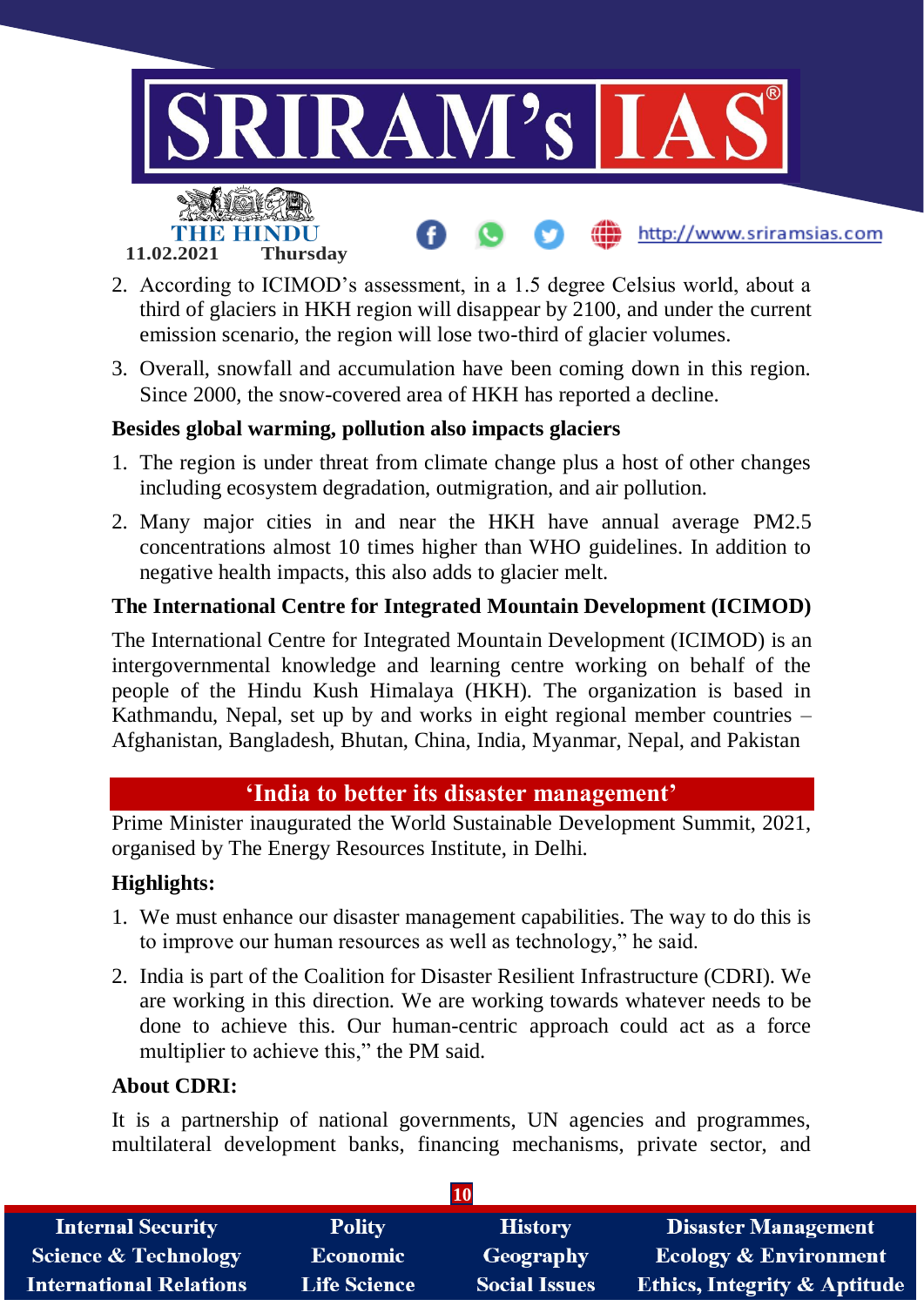2. According to ICIMOD's assessment, in a 1.5 degree Celsius world, about a third of glaciers in HKH region will disappear by 2100, and under the current emission scenario, the region will lose two-third of glacier volumes.
3. Overall, snowfall and accumulation have been coming down in this region. Since 2000, the snow-covered area of HKH has reported a decline.

**Besides global warming, pollution also impacts glaciers**

1. The region is under threat from climate change plus a host of other changes including ecosystem degradation, outmigration, and air pollution.
2. Many major cities in and near the HKH have annual average PM2.5 concentrations almost 10 times higher than WHO guidelines. In addition to negative health impacts, this also adds to glacier melt.

**The International Centre for Integrated Mountain Development (ICIMOD)**

The International Centre for Integrated Mountain Development (ICIMOD) is an intergovernmental knowledge and learning centre working on behalf of the people of the Hindu Kush Himalaya (HKH). The organization is based in Kathmandu, Nepal, set up by and works in eight regional member countries – Afghanistan, Bangladesh, Bhutan, China, India, Myanmar, Nepal, and Pakistan

## 'India to better its disaster management'

Prime Minister inaugurated the World Sustainable Development Summit, 2021, organised by The Energy Resources Institute, in Delhi.

**Highlights:**

1. We must enhance our disaster management capabilities. The way to do this is to improve our human resources as well as technology," he said.
2. India is part of the Coalition for Disaster Resilient Infrastructure (CDRI). We are working in this direction. We are working towards whatever needs to be done to achieve this. Our human-centric approach could act as a force multiplier to achieve this," the PM said.

**About CDRI:**

It is a partnership of national governments, UN agencies and programmes, multilateral development banks, financing mechanisms, private sector, and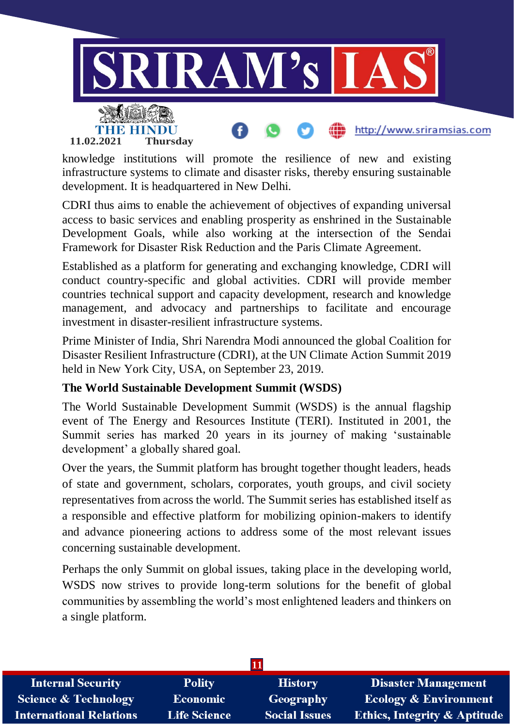knowledge institutions will promote the resilience of new and existing infrastructure systems to climate and disaster risks, thereby ensuring sustainable development. It is headquartered in New Delhi.

CDRI thus aims to enable the achievement of objectives of expanding universal access to basic services and enabling prosperity as enshrined in the Sustainable Development Goals, while also working at the intersection of the Sendai Framework for Disaster Risk Reduction and the Paris Climate Agreement.

Established as a platform for generating and exchanging knowledge, CDRI will conduct country-specific and global activities. CDRI will provide member countries technical support and capacity development, research and knowledge management, and advocacy and partnerships to facilitate and encourage investment in disaster-resilient infrastructure systems.

Prime Minister of India, Shri Narendra Modi announced the global Coalition for Disaster Resilient Infrastructure (CDRI), at the UN Climate Action Summit 2019 held in New York City, USA, on September 23, 2019.

**The World Sustainable Development Summit (WSDS)**

The World Sustainable Development Summit (WSDS) is the annual flagship event of The Energy and Resources Institute (TERI). Instituted in 2001, the Summit series has marked 20 years in its journey of making 'sustainable development' a globally shared goal.

Over the years, the Summit platform has brought together thought leaders, heads of state and government, scholars, corporates, youth groups, and civil society representatives from across the world. The Summit series has established itself as a responsible and effective platform for mobilizing opinion-makers to identify and advance pioneering actions to address some of the most relevant issues concerning sustainable development.

Perhaps the only Summit on global issues, taking place in the developing world, WSDS now strives to provide long-term solutions for the benefit of global communities by assembling the world's most enlightened leaders and thinkers on a single platform.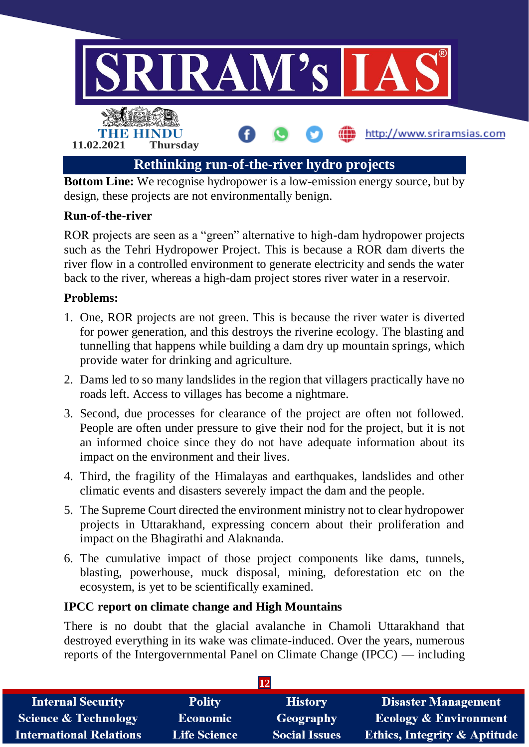## Rethinking run-of-the-river hydro projects

**Bottom Line:** We recognise hydropower is a low-emission energy source, but by design, these projects are not environmentally benign.

### Run-of-the-river

ROR projects are seen as a "green" alternative to high-dam hydropower projects such as the Tehri Hydropower Project. This is because a ROR dam diverts the river flow in a controlled environment to generate electricity and sends the water back to the river, whereas a high-dam project stores river water in a reservoir.

### Problems:

1. One, ROR projects are not green. This is because the river water is diverted for power generation, and this destroys the riverine ecology. The blasting and tunnelling that happens while building a dam dry up mountain springs, which provide water for drinking and agriculture.
2. Dams led to so many landslides in the region that villagers practically have no roads left. Access to villages has become a nightmare.
3. Second, due processes for clearance of the project are often not followed. People are often under pressure to give their nod for the project, but it is not an informed choice since they do not have adequate information about its impact on the environment and their lives.
4. Third, the fragility of the Himalayas and earthquakes, landslides and other climatic events and disasters severely impact the dam and the people.
5. The Supreme Court directed the environment ministry not to clear hydropower projects in Uttarakhand, expressing concern about their proliferation and impact on the Bhagirathi and Alaknanda.
6. The cumulative impact of those project components like dams, tunnels, blasting, powerhouse, muck disposal, mining, deforestation etc on the ecosystem, is yet to be scientifically examined.

### IPCC report on climate change and High Mountains

There is no doubt that the glacial avalanche in Chamoli Uttarakhand that destroyed everything in its wake was climate-induced. Over the years, numerous reports of the Intergovernmental Panel on Climate Change (IPCC) — including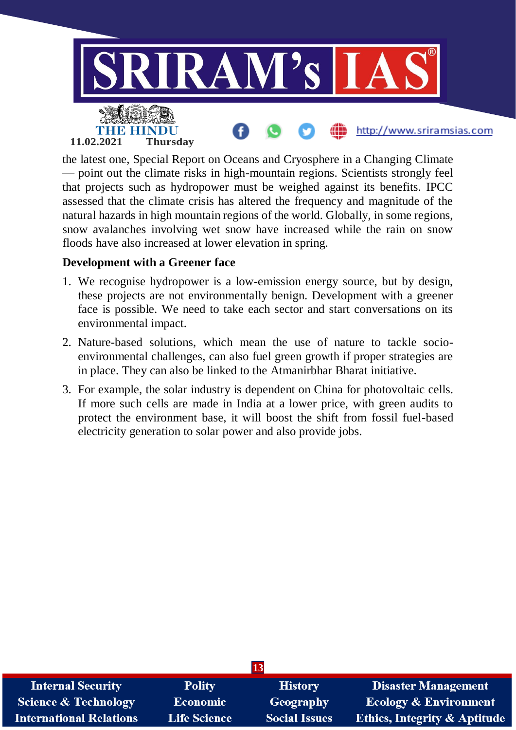the latest one, Special Report on Oceans and Cryosphere in a Changing Climate — point out the climate risks in high-mountain regions. Scientists strongly feel that projects such as hydropower must be weighed against its benefits. IPCC assessed that the climate crisis has altered the frequency and magnitude of the natural hazards in high mountain regions of the world. Globally, in some regions, snow avalanches involving wet snow have increased while the rain on snow floods have also increased at lower elevation in spring.

**Development with a Greener face**

1. We recognise hydropower is a low-emission energy source, but by design, these projects are not environmentally benign. Development with a greener face is possible. We need to take each sector and start conversations on its environmental impact.
2. Nature-based solutions, which mean the use of nature to tackle socio-environmental challenges, can also fuel green growth if proper strategies are in place. They can also be linked to the Atmanirbhar Bharat initiative.
3. For example, the solar industry is dependent on China for photovoltaic cells. If more such cells are made in India at a lower price, with green audits to protect the environment base, it will boost the shift from fossil fuel-based electricity generation to solar power and also provide jobs.